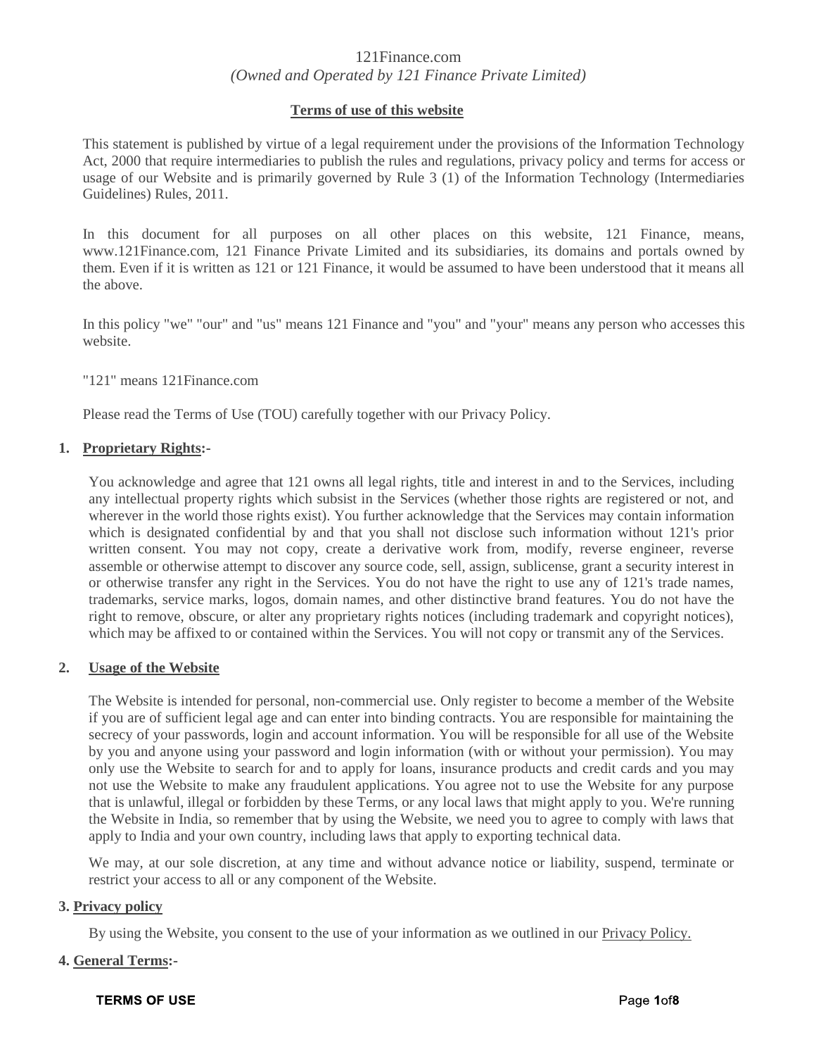121Finance.com
*(Owned and Operated by 121 Finance Private Limited)*

## Terms of use of this website

This statement is published by virtue of a legal requirement under the provisions of the Information Technology Act, 2000 that require intermediaries to publish the rules and regulations, privacy policy and terms for access or usage of our Website and is primarily governed by Rule 3 (1) of the Information Technology (Intermediaries Guidelines) Rules, 2011.

In this document for all purposes on all other places on this website, 121 Finance, means, www.121Finance.com, 121 Finance Private Limited and its subsidiaries, its domains and portals owned by them. Even if it is written as 121 or 121 Finance, it would be assumed to have been understood that it means all the above.

In this policy "we" "our" and "us" means 121 Finance and "you" and "your" means any person who accesses this website.

"121" means 121Finance.com

Please read the Terms of Use (TOU) carefully together with our Privacy Policy.

### 1. Proprietary Rights:-

You acknowledge and agree that 121 owns all legal rights, title and interest in and to the Services, including any intellectual property rights which subsist in the Services (whether those rights are registered or not, and wherever in the world those rights exist). You further acknowledge that the Services may contain information which is designated confidential by and that you shall not disclose such information without 121's prior written consent. You may not copy, create a derivative work from, modify, reverse engineer, reverse assemble or otherwise attempt to discover any source code, sell, assign, sublicense, grant a security interest in or otherwise transfer any right in the Services. You do not have the right to use any of 121's trade names, trademarks, service marks, logos, domain names, and other distinctive brand features. You do not have the right to remove, obscure, or alter any proprietary rights notices (including trademark and copyright notices), which may be affixed to or contained within the Services. You will not copy or transmit any of the Services.

### 2. Usage of the Website

The Website is intended for personal, non-commercial use. Only register to become a member of the Website if you are of sufficient legal age and can enter into binding contracts. You are responsible for maintaining the secrecy of your passwords, login and account information. You will be responsible for all use of the Website by you and anyone using your password and login information (with or without your permission). You may only use the Website to search for and to apply for loans, insurance products and credit cards and you may not use the Website to make any fraudulent applications. You agree not to use the Website for any purpose that is unlawful, illegal or forbidden by these Terms, or any local laws that might apply to you. We're running the Website in India, so remember that by using the Website, we need you to agree to comply with laws that apply to India and your own country, including laws that apply to exporting technical data.

We may, at our sole discretion, at any time and without advance notice or liability, suspend, terminate or restrict your access to all or any component of the Website.

### 3. Privacy policy

By using the Website, you consent to the use of your information as we outlined in our Privacy Policy.

### 4. General Terms:-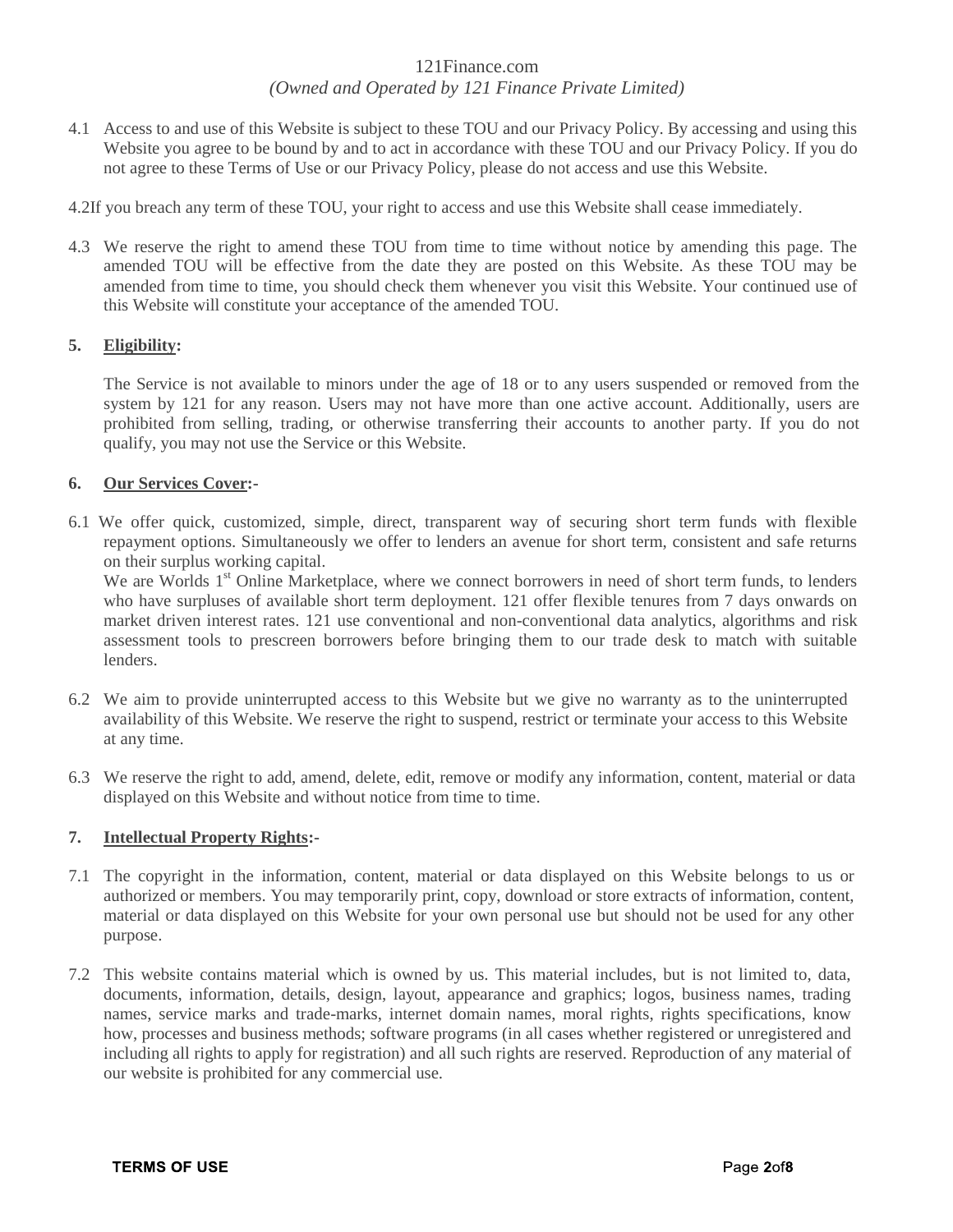4.1 Access to and use of this Website is subject to these TOU and our Privacy Policy. By accessing and using this Website you agree to be bound by and to act in accordance with these TOU and our Privacy Policy. If you do not agree to these Terms of Use or our Privacy Policy, please do not access and use this Website.

4.2If you breach any term of these TOU, your right to access and use this Website shall cease immediately.

4.3 We reserve the right to amend these TOU from time to time without notice by amending this page. The amended TOU will be effective from the date they are posted on this Website. As these TOU may be amended from time to time, you should check them whenever you visit this Website. Your continued use of this Website will constitute your acceptance of the amended TOU.

**5. Eligibility:**

The Service is not available to minors under the age of 18 or to any users suspended or removed from the system by 121 for any reason. Users may not have more than one active account. Additionally, users are prohibited from selling, trading, or otherwise transferring their accounts to another party. If you do not qualify, you may not use the Service or this Website.

**6. Our Services Cover:-**

6.1 We offer quick, customized, simple, direct, transparent way of securing short term funds with flexible repayment options. Simultaneously we offer to lenders an avenue for short term, consistent and safe returns on their surplus working capital.
We are Worlds 1st Online Marketplace, where we connect borrowers in need of short term funds, to lenders who have surpluses of available short term deployment. 121 offer flexible tenures from 7 days onwards on market driven interest rates. 121 use conventional and non-conventional data analytics, algorithms and risk assessment tools to prescreen borrowers before bringing them to our trade desk to match with suitable lenders.

6.2 We aim to provide uninterrupted access to this Website but we give no warranty as to the uninterrupted availability of this Website. We reserve the right to suspend, restrict or terminate your access to this Website at any time.

6.3 We reserve the right to add, amend, delete, edit, remove or modify any information, content, material or data displayed on this Website and without notice from time to time.

**7. Intellectual Property Rights:-**

7.1 The copyright in the information, content, material or data displayed on this Website belongs to us or authorized or members. You may temporarily print, copy, download or store extracts of information, content, material or data displayed on this Website for your own personal use but should not be used for any other purpose.

7.2 This website contains material which is owned by us. This material includes, but is not limited to, data, documents, information, details, design, layout, appearance and graphics; logos, business names, trading names, service marks and trade-marks, internet domain names, moral rights, rights specifications, know how, processes and business methods; software programs (in all cases whether registered or unregistered and including all rights to apply for registration) and all such rights are reserved. Reproduction of any material of our website is prohibited for any commercial use.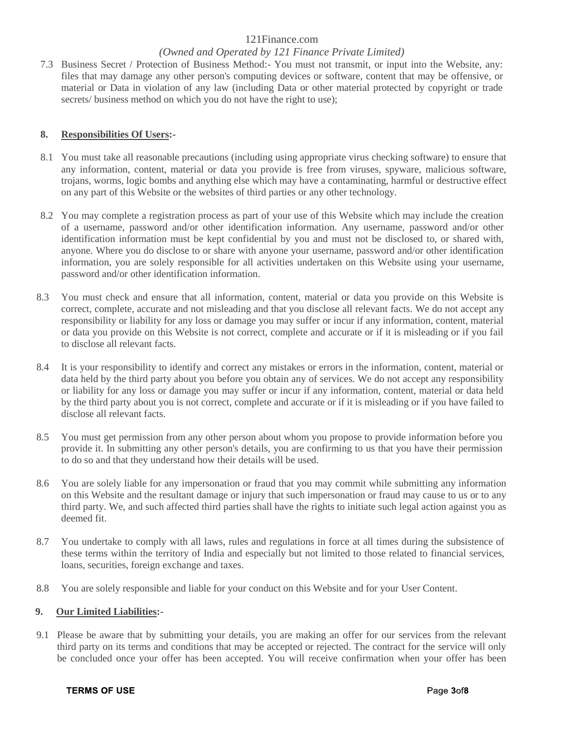7.3 Business Secret / Protection of Business Method:- You must not transmit, or input into the Website, any: files that may damage any other person's computing devices or software, content that may be offensive, or material or Data in violation of any law (including Data or other material protected by copyright or trade secrets/ business method on which you do not have the right to use);

## 8. Responsibilities Of Users:-

8.1 You must take all reasonable precautions (including using appropriate virus checking software) to ensure that any information, content, material or data you provide is free from viruses, spyware, malicious software, trojans, worms, logic bombs and anything else which may have a contaminating, harmful or destructive effect on any part of this Website or the websites of third parties or any other technology.

8.2 You may complete a registration process as part of your use of this Website which may include the creation of a username, password and/or other identification information. Any username, password and/or other identification information must be kept confidential by you and must not be disclosed to, or shared with, anyone. Where you do disclose to or share with anyone your username, password and/or other identification information, you are solely responsible for all activities undertaken on this Website using your username, password and/or other identification information.

8.3 You must check and ensure that all information, content, material or data you provide on this Website is correct, complete, accurate and not misleading and that you disclose all relevant facts. We do not accept any responsibility or liability for any loss or damage you may suffer or incur if any information, content, material or data you provide on this Website is not correct, complete and accurate or if it is misleading or if you fail to disclose all relevant facts.

8.4 It is your responsibility to identify and correct any mistakes or errors in the information, content, material or data held by the third party about you before you obtain any of services. We do not accept any responsibility or liability for any loss or damage you may suffer or incur if any information, content, material or data held by the third party about you is not correct, complete and accurate or if it is misleading or if you have failed to disclose all relevant facts.

8.5 You must get permission from any other person about whom you propose to provide information before you provide it. In submitting any other person's details, you are confirming to us that you have their permission to do so and that they understand how their details will be used.

8.6 You are solely liable for any impersonation or fraud that you may commit while submitting any information on this Website and the resultant damage or injury that such impersonation or fraud may cause to us or to any third party. We, and such affected third parties shall have the rights to initiate such legal action against you as deemed fit.

8.7 You undertake to comply with all laws, rules and regulations in force at all times during the subsistence of these terms within the territory of India and especially but not limited to those related to financial services, loans, securities, foreign exchange and taxes.

8.8 You are solely responsible and liable for your conduct on this Website and for your User Content.

## 9. Our Limited Liabilities:-

9.1 Please be aware that by submitting your details, you are making an offer for our services from the relevant third party on its terms and conditions that may be accepted or rejected. The contract for the service will only be concluded once your offer has been accepted. You will receive confirmation when your offer has been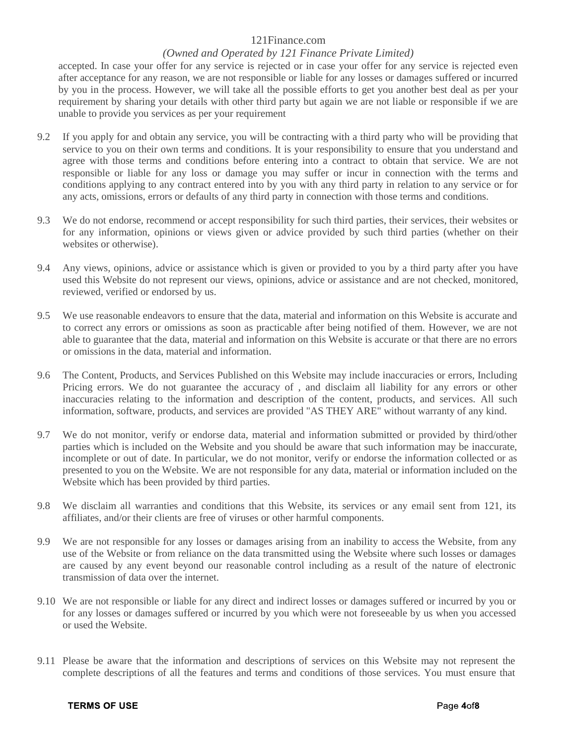accepted. In case your offer for any service is rejected or in case your offer for any service is rejected even after acceptance for any reason, we are not responsible or liable for any losses or damages suffered or incurred by you in the process. However, we will take all the possible efforts to get you another best deal as per your requirement by sharing your details with other third party but again we are not liable or responsible if we are unable to provide you services as per your requirement

9.2 If you apply for and obtain any service, you will be contracting with a third party who will be providing that service to you on their own terms and conditions. It is your responsibility to ensure that you understand and agree with those terms and conditions before entering into a contract to obtain that service. We are not responsible or liable for any loss or damage you may suffer or incur in connection with the terms and conditions applying to any contract entered into by you with any third party in relation to any service or for any acts, omissions, errors or defaults of any third party in connection with those terms and conditions.

9.3 We do not endorse, recommend or accept responsibility for such third parties, their services, their websites or for any information, opinions or views given or advice provided by such third parties (whether on their websites or otherwise).

9.4 Any views, opinions, advice or assistance which is given or provided to you by a third party after you have used this Website do not represent our views, opinions, advice or assistance and are not checked, monitored, reviewed, verified or endorsed by us.

9.5 We use reasonable endeavors to ensure that the data, material and information on this Website is accurate and to correct any errors or omissions as soon as practicable after being notified of them. However, we are not able to guarantee that the data, material and information on this Website is accurate or that there are no errors or omissions in the data, material and information.

9.6 The Content, Products, and Services Published on this Website may include inaccuracies or errors, Including Pricing errors. We do not guarantee the accuracy of , and disclaim all liability for any errors or other inaccuracies relating to the information and description of the content, products, and services. All such information, software, products, and services are provided "AS THEY ARE" without warranty of any kind.

9.7 We do not monitor, verify or endorse data, material and information submitted or provided by third/other parties which is included on the Website and you should be aware that such information may be inaccurate, incomplete or out of date. In particular, we do not monitor, verify or endorse the information collected or as presented to you on the Website. We are not responsible for any data, material or information included on the Website which has been provided by third parties.

9.8 We disclaim all warranties and conditions that this Website, its services or any email sent from 121, its affiliates, and/or their clients are free of viruses or other harmful components.

9.9 We are not responsible for any losses or damages arising from an inability to access the Website, from any use of the Website or from reliance on the data transmitted using the Website where such losses or damages are caused by any event beyond our reasonable control including as a result of the nature of electronic transmission of data over the internet.

9.10 We are not responsible or liable for any direct and indirect losses or damages suffered or incurred by you or for any losses or damages suffered or incurred by you which were not foreseeable by us when you accessed or used the Website.

9.11 Please be aware that the information and descriptions of services on this Website may not represent the complete descriptions of all the features and terms and conditions of those services. You must ensure that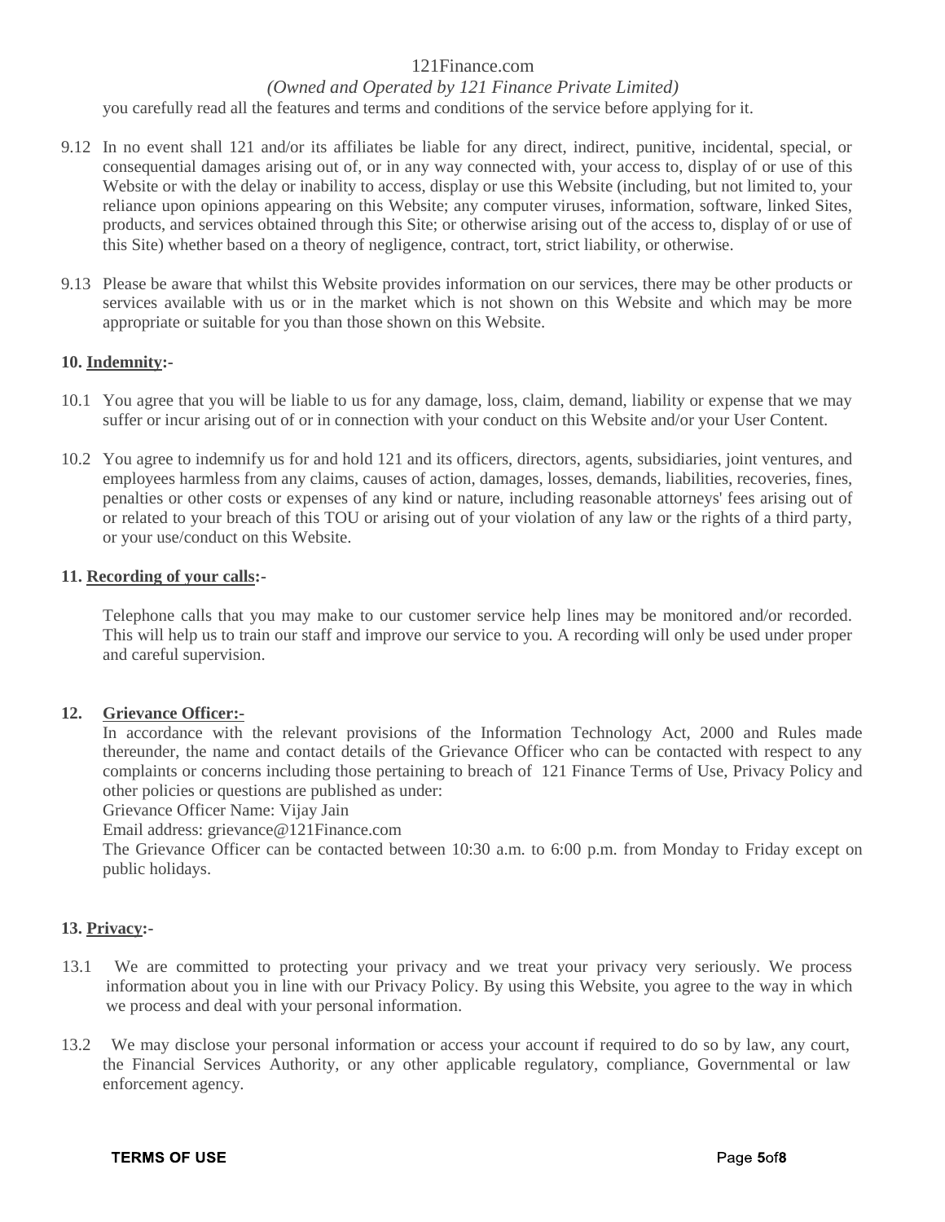you carefully read all the features and terms and conditions of the service before applying for it.

9.12 In no event shall 121 and/or its affiliates be liable for any direct, indirect, punitive, incidental, special, or consequential damages arising out of, or in any way connected with, your access to, display of or use of this Website or with the delay or inability to access, display or use this Website (including, but not limited to, your reliance upon opinions appearing on this Website; any computer viruses, information, software, linked Sites, products, and services obtained through this Site; or otherwise arising out of the access to, display of or use of this Site) whether based on a theory of negligence, contract, tort, strict liability, or otherwise.

9.13 Please be aware that whilst this Website provides information on our services, there may be other products or services available with us or in the market which is not shown on this Website and which may be more appropriate or suitable for you than those shown on this Website.

**10. Indemnity:-**

10.1 You agree that you will be liable to us for any damage, loss, claim, demand, liability or expense that we may suffer or incur arising out of or in connection with your conduct on this Website and/or your User Content.

10.2 You agree to indemnify us for and hold 121 and its officers, directors, agents, subsidiaries, joint ventures, and employees harmless from any claims, causes of action, damages, losses, demands, liabilities, recoveries, fines, penalties or other costs or expenses of any kind or nature, including reasonable attorneys' fees arising out of or related to your breach of this TOU or arising out of your violation of any law or the rights of a third party, or your use/conduct on this Website.

**11. Recording of your calls:-**

Telephone calls that you may make to our customer service help lines may be monitored and/or recorded. This will help us to train our staff and improve our service to you. A recording will only be used under proper and careful supervision.

**12. Grievance Officer:-**

In accordance with the relevant provisions of the Information Technology Act, 2000 and Rules made thereunder, the name and contact details of the Grievance Officer who can be contacted with respect to any complaints or concerns including those pertaining to breach of 121 Finance Terms of Use, Privacy Policy and other policies or questions are published as under:

Grievance Officer Name: Vijay Jain

Email address: grievance@121Finance.com

The Grievance Officer can be contacted between 10:30 a.m. to 6:00 p.m. from Monday to Friday except on public holidays.

**13. Privacy:-**

13.1 We are committed to protecting your privacy and we treat your privacy very seriously. We process information about you in line with our Privacy Policy. By using this Website, you agree to the way in which we process and deal with your personal information.

13.2 We may disclose your personal information or access your account if required to do so by law, any court, the Financial Services Authority, or any other applicable regulatory, compliance, Governmental or law enforcement agency.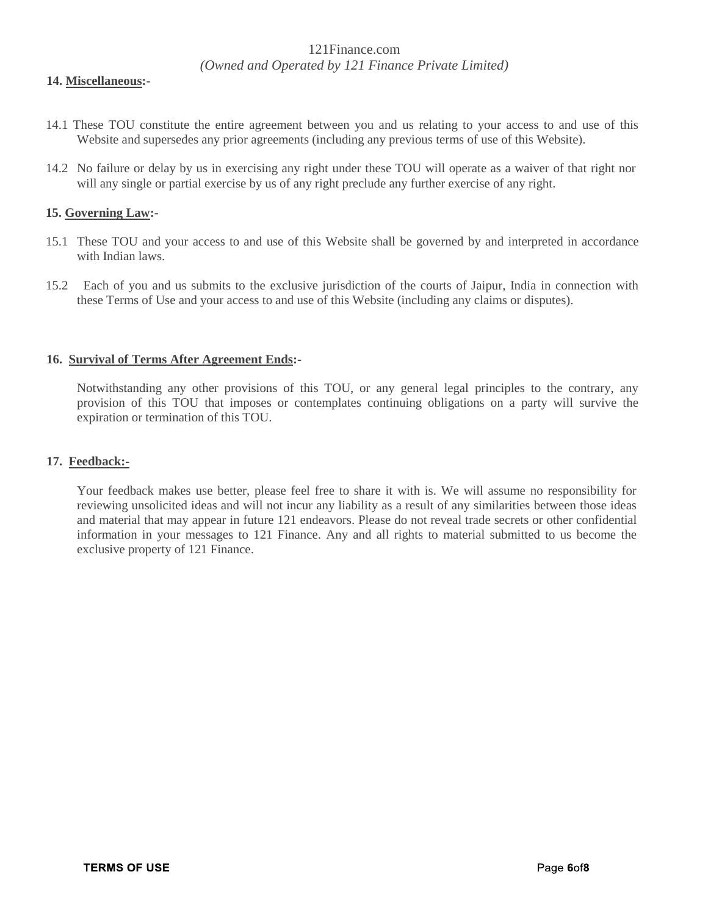**14. Miscellaneous:-**

14.1 These TOU constitute the entire agreement between you and us relating to your access to and use of this Website and supersedes any prior agreements (including any previous terms of use of this Website).

14.2 No failure or delay by us in exercising any right under these TOU will operate as a waiver of that right nor will any single or partial exercise by us of any right preclude any further exercise of any right.

**15. Governing Law:-**

15.1 These TOU and your access to and use of this Website shall be governed by and interpreted in accordance with Indian laws.

15.2 Each of you and us submits to the exclusive jurisdiction of the courts of Jaipur, India in connection with these Terms of Use and your access to and use of this Website (including any claims or disputes).

**16. Survival of Terms After Agreement Ends:-**

Notwithstanding any other provisions of this TOU, or any general legal principles to the contrary, any provision of this TOU that imposes or contemplates continuing obligations on a party will survive the expiration or termination of this TOU.

**17. Feedback:-**

Your feedback makes use better, please feel free to share it with is. We will assume no responsibility for reviewing unsolicited ideas and will not incur any liability as a result of any similarities between those ideas and material that may appear in future 121 endeavors. Please do not reveal trade secrets or other confidential information in your messages to 121 Finance. Any and all rights to material submitted to us become the exclusive property of 121 Finance.